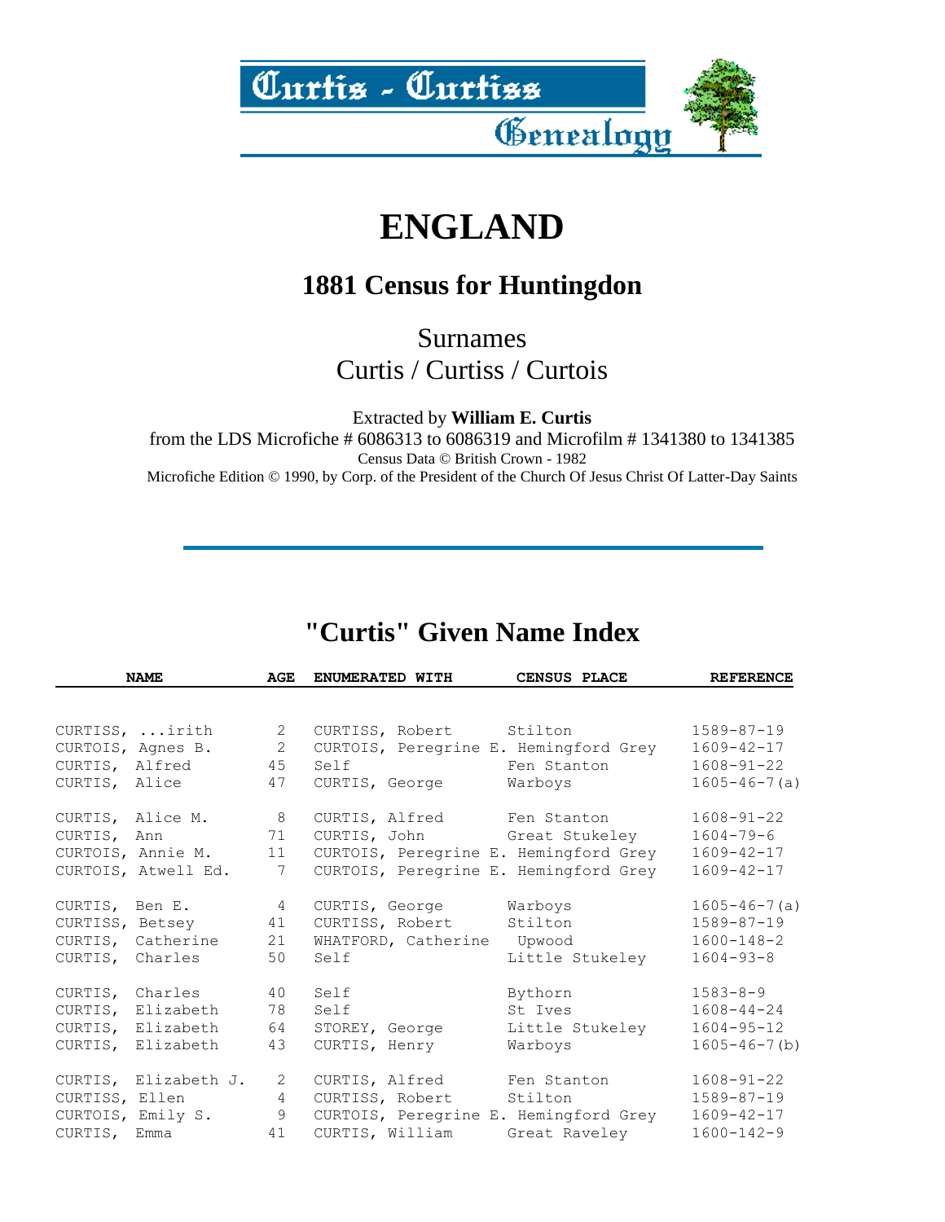# Curtis - Curtiss Genealogy

# ENGLAND

## 1881 Census for Huntingdon

Surnames
Curtis / Curtiss / Curtois

Extracted by **William E. Curtis**
from the LDS Microfiche # 6086313 to 6086319 and Microfilm # 1341380 to 1341385
Census Data © British Crown - 1982
Microfiche Edition © 1990, by Corp. of the President of the Church Of Jesus Christ Of Latter-Day Saints

---

## "Curtis" Given Name Index

| NAME | AGE | ENUMERATED WITH | CENSUS PLACE | REFERENCE |
|---|---|---|---|---|
| CURTISS, ...irith | 2 | CURTISS, Robert | Stilton | 1589-87-19 |
| CURTOIS, Agnes B. | 2 | CURTOIS, Peregrine E. | Hemingford Grey | 1609-42-17 |
| CURTIS, Alfred | 45 | Self | Fen Stanton | 1608-91-22 |
| CURTIS, Alice | 47 | CURTIS, George | Warboys | 1605-46-7(a) |
| CURTIS, Alice M. | 8 | CURTIS, Alfred | Fen Stanton | 1608-91-22 |
| CURTIS, Ann | 71 | CURTIS, John | Great Stukeley | 1604-79-6 |
| CURTOIS, Annie M. | 11 | CURTOIS, Peregrine E. | Hemingford Grey | 1609-42-17 |
| CURTOIS, Atwell Ed. | 7 | CURTOIS, Peregrine E. | Hemingford Grey | 1609-42-17 |
| CURTIS, Ben E. | 4 | CURTIS, George | Warboys | 1605-46-7(a) |
| CURTISS, Betsey | 41 | CURTISS, Robert | Stilton | 1589-87-19 |
| CURTIS, Catherine | 21 | WHATFORD, Catherine | Upwood | 1600-148-2 |
| CURTIS, Charles | 50 | Self | Little Stukeley | 1604-93-8 |
| CURTIS, Charles | 40 | Self | Bythorn | 1583-8-9 |
| CURTIS, Elizabeth | 78 | Self | St Ives | 1608-44-24 |
| CURTIS, Elizabeth | 64 | STOREY, George | Little Stukeley | 1604-95-12 |
| CURTIS, Elizabeth | 43 | CURTIS, Henry | Warboys | 1605-46-7(b) |
| CURTIS, Elizabeth J. | 2 | CURTIS, Alfred | Fen Stanton | 1608-91-22 |
| CURTISS, Ellen | 4 | CURTISS, Robert | Stilton | 1589-87-19 |
| CURTOIS, Emily S. | 9 | CURTOIS, Peregrine E. | Hemingford Grey | 1609-42-17 |
| CURTIS, Emma | 41 | CURTIS, William | Great Raveley | 1600-142-9 |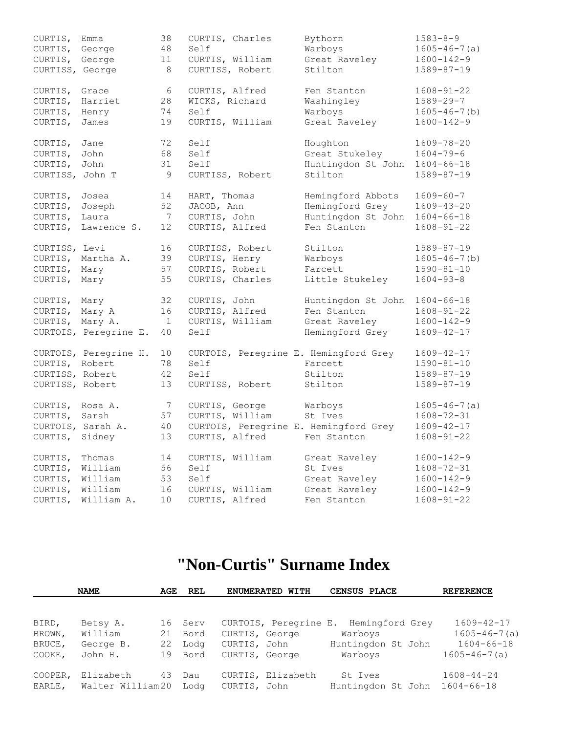| | | | | |
|---|---|---|---|---|
| CURTIS, Emma | 38 | CURTIS, Charles | Bythorn | 1583-8-9 |
| CURTIS, George | 48 | Self | Warboys | 1605-46-7(a) |
| CURTIS, George | 11 | CURTIS, William | Great Raveley | 1600-142-9 |
| CURTISS, George | 8 | CURTISS, Robert | Stilton | 1589-87-19 |
| CURTIS, Grace | 6 | CURTIS, Alfred | Fen Stanton | 1608-91-22 |
| CURTIS, Harriet | 28 | WICKS, Richard | Washingley | 1589-29-7 |
| CURTIS, Henry | 74 | Self | Warboys | 1605-46-7(b) |
| CURTIS, James | 19 | CURTIS, William | Great Raveley | 1600-142-9 |
| CURTIS, Jane | 72 | Self | Houghton | 1609-78-20 |
| CURTIS, John | 68 | Self | Great Stukeley | 1604-79-6 |
| CURTIS, John | 31 | Self | Huntingdon St John | 1604-66-18 |
| CURTISS, John T | 9 | CURTISS, Robert | Stilton | 1589-87-19 |
| CURTIS, Josea | 14 | HART, Thomas | Hemingford Abbots | 1609-60-7 |
| CURTIS, Joseph | 52 | JACOB, Ann | Hemingford Grey | 1609-43-20 |
| CURTIS, Laura | 7 | CURTIS, John | Huntingdon St John | 1604-66-18 |
| CURTIS, Lawrence S. | 12 | CURTIS, Alfred | Fen Stanton | 1608-91-22 |
| CURTISS, Levi | 16 | CURTISS, Robert | Stilton | 1589-87-19 |
| CURTIS, Martha A. | 39 | CURTIS, Henry | Warboys | 1605-46-7(b) |
| CURTIS, Mary | 57 | CURTIS, Robert | Farcett | 1590-81-10 |
| CURTIS, Mary | 55 | CURTIS, Charles | Little Stukeley | 1604-93-8 |
| CURTIS, Mary | 32 | CURTIS, John | Huntingdon St John | 1604-66-18 |
| CURTIS, Mary A | 16 | CURTIS, Alfred | Fen Stanton | 1608-91-22 |
| CURTIS, Mary A. | 1 | CURTIS, William | Great Raveley | 1600-142-9 |
| CURTOIS, Peregrine E. | 40 | Self | Hemingford Grey | 1609-42-17 |
| CURTOIS, Peregrine H. | 10 | CURTOIS, Peregrine E. | Hemingford Grey | 1609-42-17 |
| CURTIS, Robert | 78 | Self | Farcett | 1590-81-10 |
| CURTISS, Robert | 42 | Self | Stilton | 1589-87-19 |
| CURTISS, Robert | 13 | CURTISS, Robert | Stilton | 1589-87-19 |
| CURTIS, Rosa A. | 7 | CURTIS, George | Warboys | 1605-46-7(a) |
| CURTIS, Sarah | 57 | CURTIS, William | St Ives | 1608-72-31 |
| CURTOIS, Sarah A. | 40 | CURTOIS, Peregrine E. | Hemingford Grey | 1609-42-17 |
| CURTIS, Sidney | 13 | CURTIS, Alfred | Fen Stanton | 1608-91-22 |
| CURTIS, Thomas | 14 | CURTIS, William | Great Raveley | 1600-142-9 |
| CURTIS, William | 56 | Self | St Ives | 1608-72-31 |
| CURTIS, William | 53 | Self | Great Raveley | 1600-142-9 |
| CURTIS, William | 16 | CURTIS, William | Great Raveley | 1600-142-9 |
| CURTIS, William A. | 10 | CURTIS, Alfred | Fen Stanton | 1608-91-22 |

# "Non-Curtis" Surname Index

| NAME | | AGE | REL | ENUMERATED WITH | CENSUS PLACE | REFERENCE |
|---|---|---|---|---|---|---|
| BIRD, | Betsy A. | 16 | Serv | CURTOIS, Peregrine E. | Hemingford Grey | 1609-42-17 |
| BROWN, | William | 21 | Bord | CURTIS, George | Warboys | 1605-46-7(a) |
| BRUCE, | George B. | 22 | Lodg | CURTIS, John | Huntingdon St John | 1604-66-18 |
| COOKE, | John H. | 19 | Bord | CURTIS, George | Warboys | 1605-46-7(a) |
| COOPER, | Elizabeth | 43 | Dau | CURTIS, Elizabeth | St Ives | 1608-44-24 |
| EARLE, | Walter William | 20 | Lodg | CURTIS, John | Huntingdon St John | 1604-66-18 |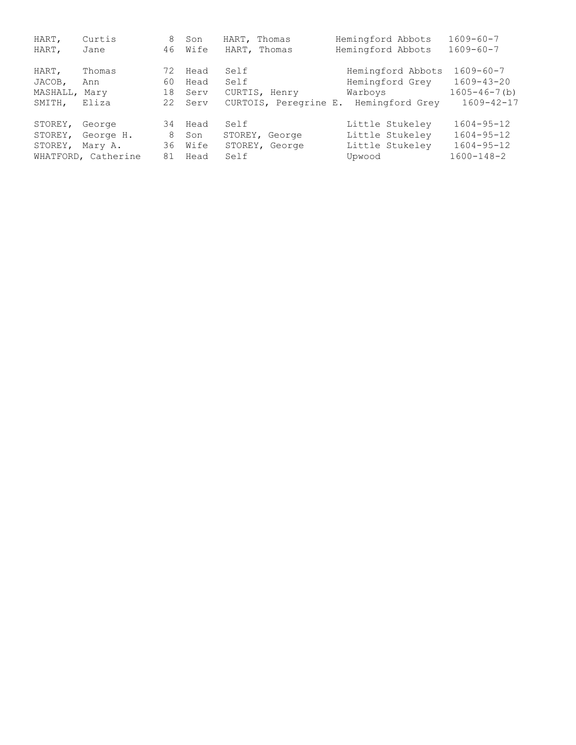| | | | | | | |
|---|---|---|---|---|---|---|
| HART, | Curtis | 8 | Son | HART, Thomas | Hemingford Abbots | 1609-60-7 |
| HART, | Jane | 46 | Wife | HART, Thomas | Hemingford Abbots | 1609-60-7 |
| HART, | Thomas | 72 | Head | Self | Hemingford Abbots | 1609-60-7 |
| JACOB, | Ann | 60 | Head | Self | Hemingford Grey | 1609-43-20 |
| MASHALL, | Mary | 18 | Serv | CURTIS, Henry | Warboys | 1605-46-7(b) |
| SMITH, | Eliza | 22 | Serv | CURTOIS, Peregrine E. | Hemingford Grey | 1609-42-17 |
| STOREY, | George | 34 | Head | Self | Little Stukeley | 1604-95-12 |
| STOREY, | George H. | 8 | Son | STOREY, George | Little Stukeley | 1604-95-12 |
| STOREY, | Mary A. | 36 | Wife | STOREY, George | Little Stukeley | 1604-95-12 |
| WHATFORD, | Catherine | 81 | Head | Self | Upwood | 1600-148-2 |